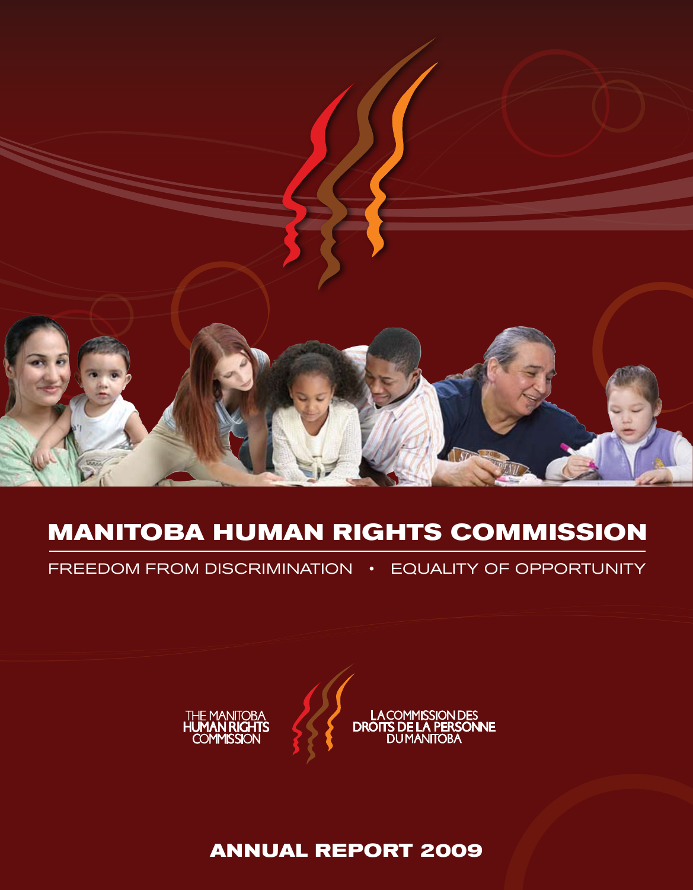# MANITOBA HUMAN RIGHTS COMMISSION

FREEDOM FROM DISCRIMINATION • EQUALITY OF OPPORTUNITY

THE MANITOBA HUMAN RIGHTS COMMISSION

LA COMMISSION DES DROITS DE LA PERSONNE DU MANITOBA

## ANNUAL REPORT 2009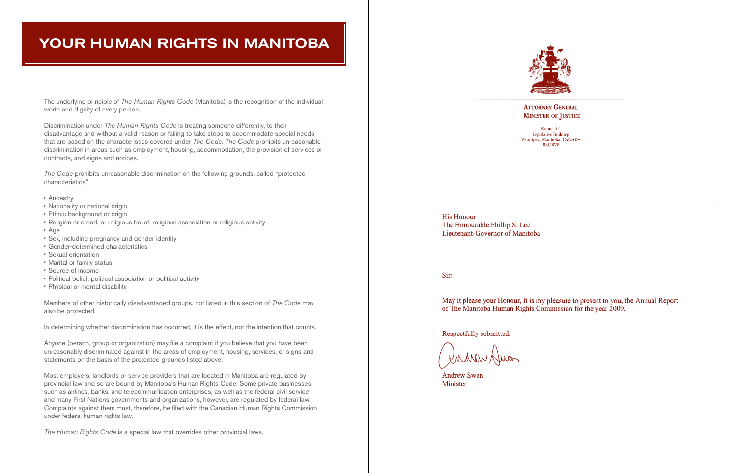# YOUR HUMAN RIGHTS IN MANITOBA

The underlying principle of *The Human Rights Code* (Manitoba) is the recognition of the individual worth and dignity of every person.

Discrimination under *The Human Rights Code* is treating someone differently, to their disadvantage and without a valid reason or failing to take steps to accommodate special needs that are based on the characteristics covered under *The Code*. *The Code* prohibits unreasonable discrimination in areas such as employment, housing, accommodation, the provision of services or contracts, and signs and notices.

*The Code* prohibits unreasonable discrimination on the following grounds, called "protected characteristics."

- Ancestry
- Nationality or national origin
- Ethnic background or origin
- Religion or creed, or religious belief, religious association or religious activity
- Age
- Sex, including pregnancy and gender identity
- Gender-determined characteristics
- Sexual orientation
- Marital or family status
- Source of income
- Political belief, political association or political activity
- Physical or mental disability

Members of other historically disadvantaged groups, not listed in this section of *The Code* may also be protected.

In determining whether discrimination has occurred, it is the effect, not the intention that counts.

Anyone (person, group or organization) may file a complaint if you believe that you have been unreasonably discriminated against in the areas of employment, housing, services, or signs and statements on the basis of the protected grounds listed above.

Most employers, landlords or service providers that are located in Manitoba are regulated by provincial law and so are bound by Manitoba's Human Rights Code. Some private businesses, such as airlines, banks, and telecommunication enterprises, as well as the federal civil service and many First Nations governments and organizations, however, are regulated by federal law. Complaints against them must, therefore, be filed with the Canadian Human Rights Commission under federal human rights law.

*The Human Rights Code* is a special law that overrides other provincial laws.

**ATTORNEY GENERAL**
**MINISTER OF JUSTICE**

Room 104
Legislative Building
Winnipeg, Manitoba, CANADA
R3C 0V8

His Honour
The Honourable Phillip S. Lee
Lieutenant-Governor of Manitoba

Sir:

May it please your Honour, it is my pleasure to present to you, the Annual Report of The Manitoba Human Rights Commission for the year 2009.

Respectfully submitted,

Andrew Swan
Minister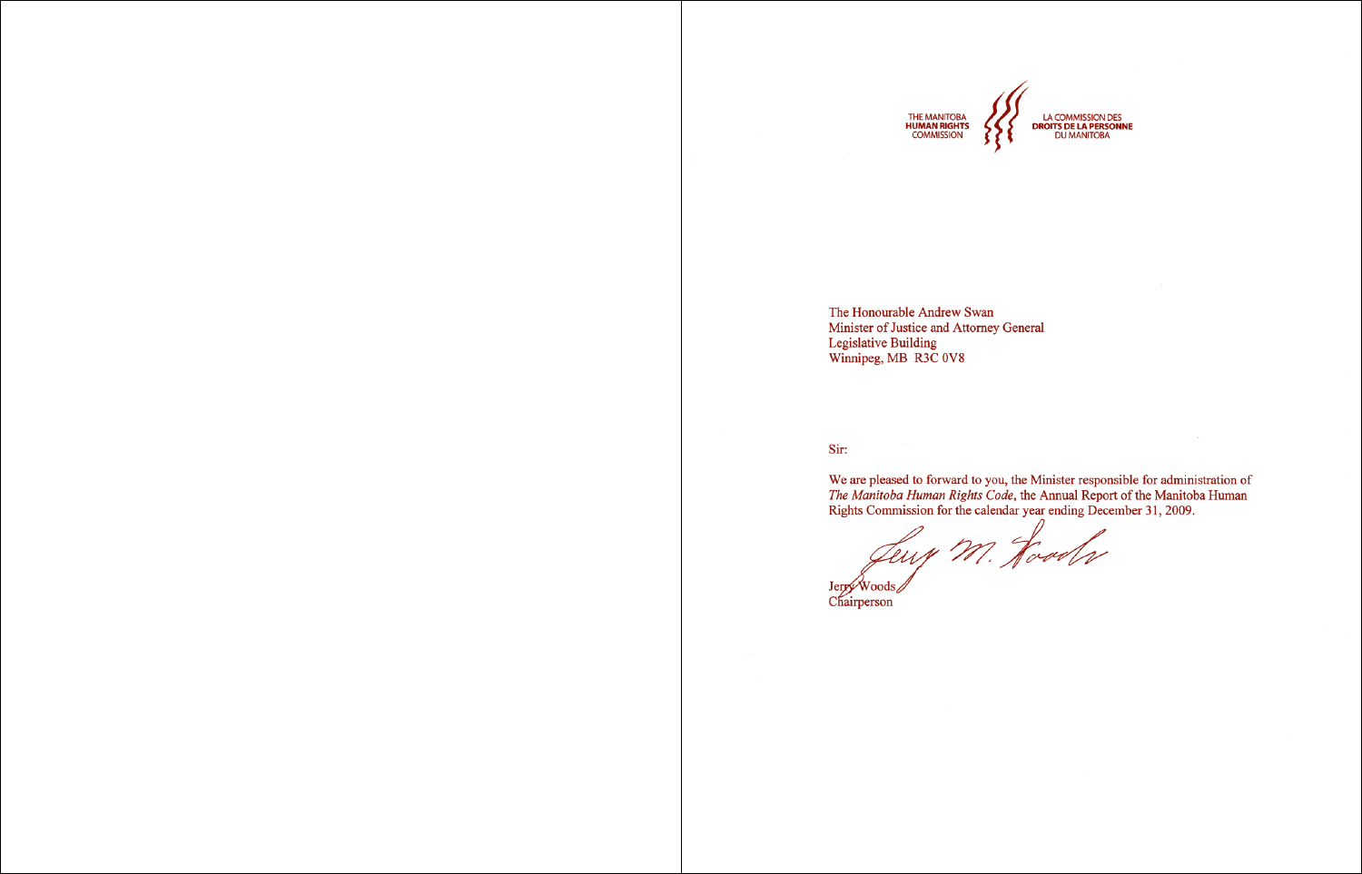THE MANITOBA
**HUMAN RIGHTS**
COMMISSION

LA COMMISSION DES
**DROITS DE LA PERSONNE**
DU MANITOBA

The Honourable Andrew Swan
Minister of Justice and Attorney General
Legislative Building
Winnipeg, MB R3C 0V8

Sir:

We are pleased to forward to you, the Minister responsible for administration of *The Manitoba Human Rights Code*, the Annual Report of the Manitoba Human Rights Commission for the calendar year ending December 31, 2009.

Jerry M. Woods

Jerry Woods
Chairperson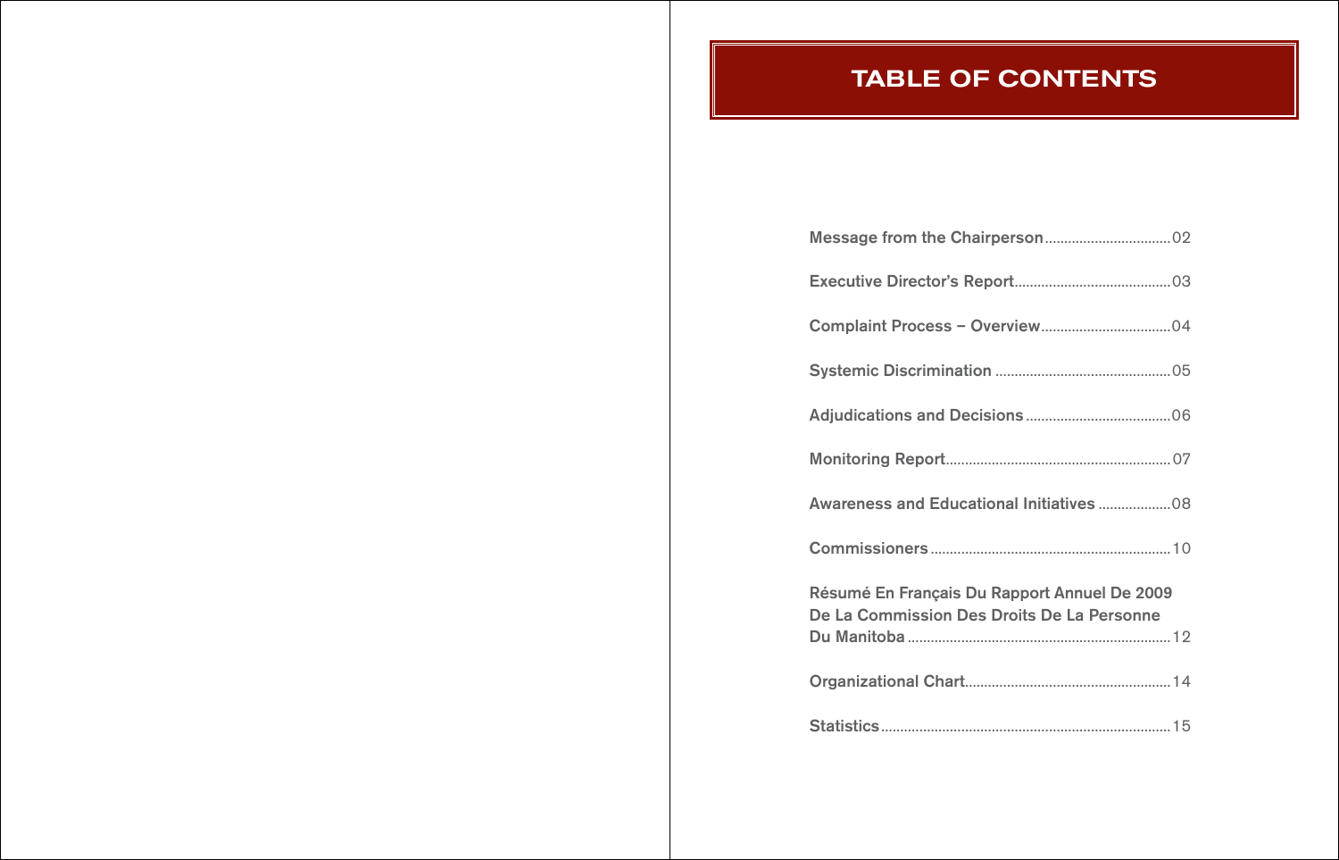# TABLE OF CONTENTS

Message from the Chairperson .......... 02

Executive Director's Report .......... 03

Complaint Process – Overview .......... 04

Systemic Discrimination .......... 05

Adjudications and Decisions .......... 06

Monitoring Report .......... 07

Awareness and Educational Initiatives .......... 08

Commissioners .......... 10

Résumé En Français Du Rapport Annuel De 2009 De La Commission Des Droits De La Personne Du Manitoba .......... 12

Organizational Chart .......... 14

Statistics .......... 15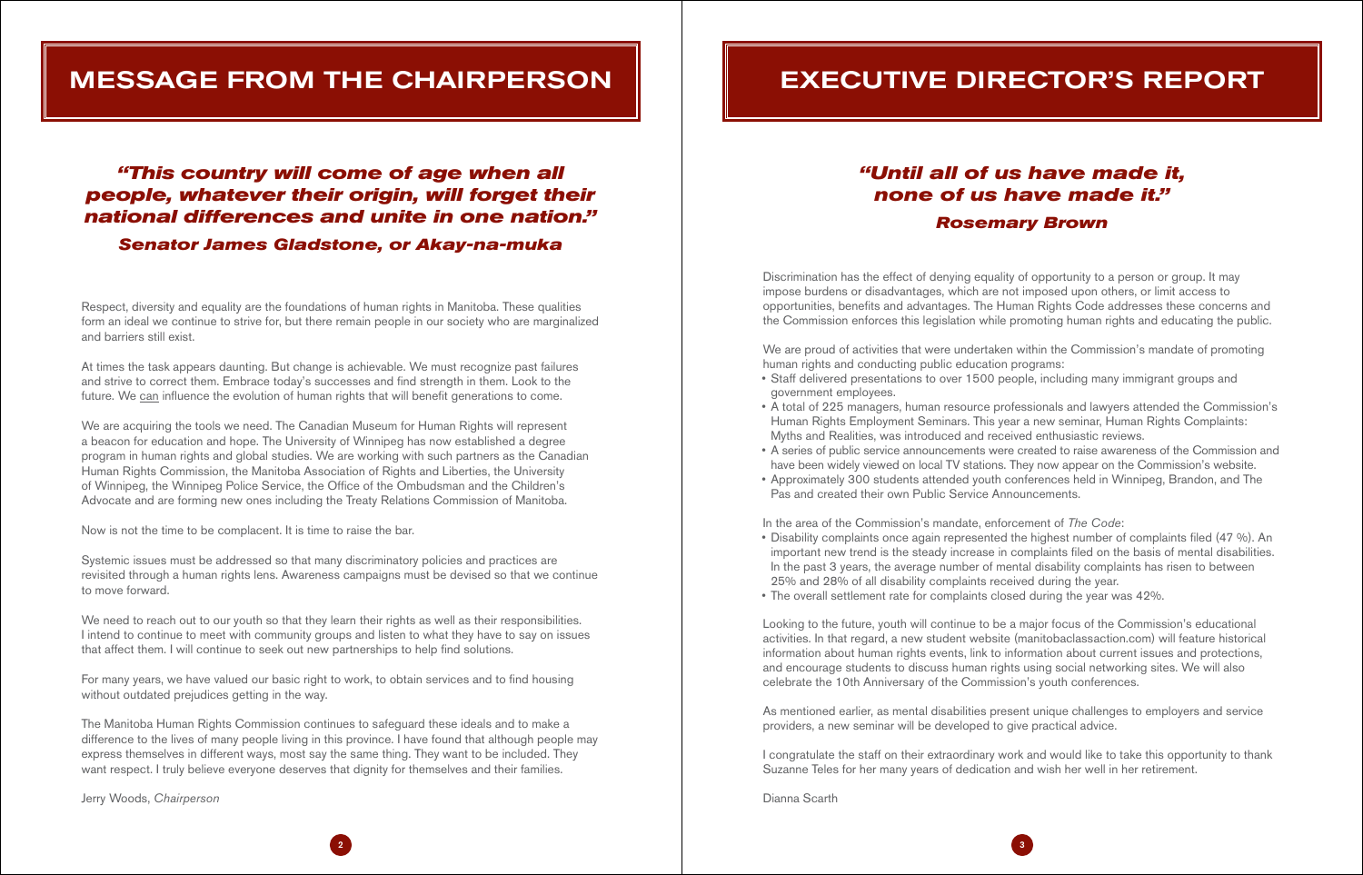# MESSAGE FROM THE CHAIRPERSON

***"This country will come of age when all people, whatever their origin, will forget their national differences and unite in one nation."***

***Senator James Gladstone, or Akay-na-muka***

Respect, diversity and equality are the foundations of human rights in Manitoba. These qualities form an ideal we continue to strive for, but there remain people in our society who are marginalized and barriers still exist.

At times the task appears daunting. But change is achievable. We must recognize past failures and strive to correct them. Embrace today's successes and find strength in them. Look to the future. We <u>can</u> influence the evolution of human rights that will benefit generations to come.

We are acquiring the tools we need. The Canadian Museum for Human Rights will represent a beacon for education and hope. The University of Winnipeg has now established a degree program in human rights and global studies. We are working with such partners as the Canadian Human Rights Commission, the Manitoba Association of Rights and Liberties, the University of Winnipeg, the Winnipeg Police Service, the Office of the Ombudsman and the Children's Advocate and are forming new ones including the Treaty Relations Commission of Manitoba.

Now is not the time to be complacent. It is time to raise the bar.

Systemic issues must be addressed so that many discriminatory policies and practices are revisited through a human rights lens. Awareness campaigns must be devised so that we continue to move forward.

We need to reach out to our youth so that they learn their rights as well as their responsibilities. I intend to continue to meet with community groups and listen to what they have to say on issues that affect them. I will continue to seek out new partnerships to help find solutions.

For many years, we have valued our basic right to work, to obtain services and to find housing without outdated prejudices getting in the way.

The Manitoba Human Rights Commission continues to safeguard these ideals and to make a difference to the lives of many people living in this province. I have found that although people may express themselves in different ways, most say the same thing. They want to be included. They want respect. I truly believe everyone deserves that dignity for themselves and their families.

Jerry Woods, *Chairperson*

# EXECUTIVE DIRECTOR'S REPORT

***"Until all of us have made it, none of us have made it."***

***Rosemary Brown***

Discrimination has the effect of denying equality of opportunity to a person or group. It may impose burdens or disadvantages, which are not imposed upon others, or limit access to opportunities, benefits and advantages. The Human Rights Code addresses these concerns and the Commission enforces this legislation while promoting human rights and educating the public.

We are proud of activities that were undertaken within the Commission's mandate of promoting human rights and conducting public education programs:

- Staff delivered presentations to over 1500 people, including many immigrant groups and government employees.
- A total of 225 managers, human resource professionals and lawyers attended the Commission's Human Rights Employment Seminars. This year a new seminar, Human Rights Complaints: Myths and Realities, was introduced and received enthusiastic reviews.
- A series of public service announcements were created to raise awareness of the Commission and have been widely viewed on local TV stations. They now appear on the Commission's website.
- Approximately 300 students attended youth conferences held in Winnipeg, Brandon, and The Pas and created their own Public Service Announcements.

In the area of the Commission's mandate, enforcement of *The Code*:

- Disability complaints once again represented the highest number of complaints filed (47 %). An important new trend is the steady increase in complaints filed on the basis of mental disabilities. In the past 3 years, the average number of mental disability complaints has risen to between 25% and 28% of all disability complaints received during the year.
- The overall settlement rate for complaints closed during the year was 42%.

Looking to the future, youth will continue to be a major focus of the Commission's educational activities. In that regard, a new student website (manitobaclassaction.com) will feature historical information about human rights events, link to information about current issues and protections, and encourage students to discuss human rights using social networking sites. We will also celebrate the 10th Anniversary of the Commission's youth conferences.

As mentioned earlier, as mental disabilities present unique challenges to employers and service providers, a new seminar will be developed to give practical advice.

I congratulate the staff on their extraordinary work and would like to take this opportunity to thank Suzanne Teles for her many years of dedication and wish her well in her retirement.

Dianna Scarth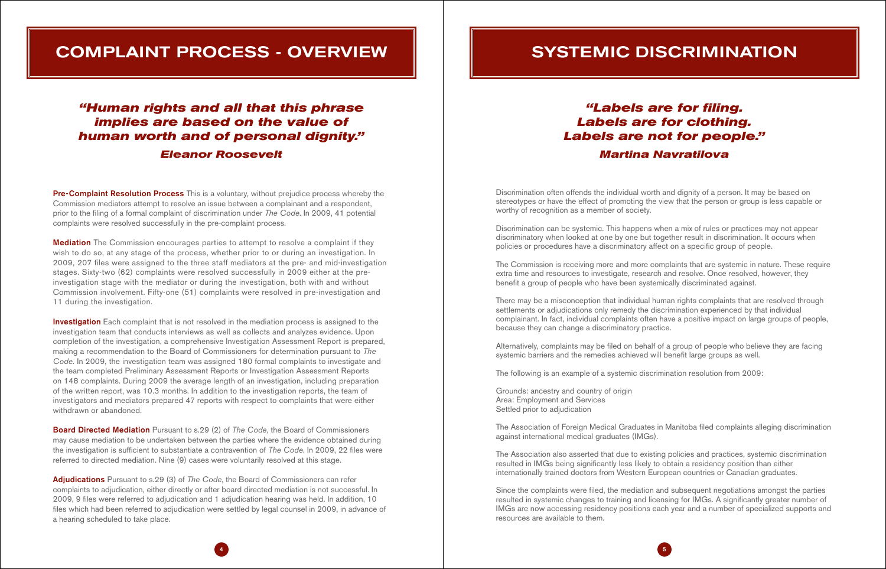# COMPLAINT PROCESS - OVERVIEW

***"Human rights and all that this phrase implies are based on the value of human worth and of personal dignity."***

***Eleanor Roosevelt***

**Pre-Complaint Resolution Process** This is a voluntary, without prejudice process whereby the Commission mediators attempt to resolve an issue between a complainant and a respondent, prior to the filing of a formal complaint of discrimination under *The Code*. In 2009, 41 potential complaints were resolved successfully in the pre-complaint process.

**Mediation** The Commission encourages parties to attempt to resolve a complaint if they wish to do so, at any stage of the process, whether prior to or during an investigation. In 2009, 207 files were assigned to the three staff mediators at the pre- and mid-investigation stages. Sixty-two (62) complaints were resolved successfully in 2009 either at the pre-investigation stage with the mediator or during the investigation, both with and without Commission involvement. Fifty-one (51) complaints were resolved in pre-investigation and 11 during the investigation.

**Investigation** Each complaint that is not resolved in the mediation process is assigned to the investigation team that conducts interviews as well as collects and analyzes evidence. Upon completion of the investigation, a comprehensive Investigation Assessment Report is prepared, making a recommendation to the Board of Commissioners for determination pursuant to *The Code*. In 2009, the investigation team was assigned 180 formal complaints to investigate and the team completed Preliminary Assessment Reports or Investigation Assessment Reports on 148 complaints. During 2009 the average length of an investigation, including preparation of the written report, was 10.3 months. In addition to the investigation reports, the team of investigators and mediators prepared 47 reports with respect to complaints that were either withdrawn or abandoned.

**Board Directed Mediation** Pursuant to s.29 (2) of *The Code*, the Board of Commissioners may cause mediation to be undertaken between the parties where the evidence obtained during the investigation is sufficient to substantiate a contravention of *The Code*. In 2009, 22 files were referred to directed mediation. Nine (9) cases were voluntarily resolved at this stage.

**Adjudications** Pursuant to s.29 (3) of *The Code*, the Board of Commissioners can refer complaints to adjudication, either directly or after board directed mediation is not successful. In 2009, 9 files were referred to adjudication and 1 adjudication hearing was held. In addition, 10 files which had been referred to adjudication were settled by legal counsel in 2009, in advance of a hearing scheduled to take place.

# SYSTEMIC DISCRIMINATION

***"Labels are for filing. Labels are for clothing. Labels are not for people."***

***Martina Navratilova***

Discrimination often offends the individual worth and dignity of a person. It may be based on stereotypes or have the effect of promoting the view that the person or group is less capable or worthy of recognition as a member of society.

Discrimination can be systemic. This happens when a mix of rules or practices may not appear discriminatory when looked at one by one but together result in discrimination. It occurs when policies or procedures have a discriminatory affect on a specific group of people.

The Commission is receiving more and more complaints that are systemic in nature. These require extra time and resources to investigate, research and resolve. Once resolved, however, they benefit a group of people who have been systemically discriminated against.

There may be a misconception that individual human rights complaints that are resolved through settlements or adjudications only remedy the discrimination experienced by that individual complainant. In fact, individual complaints often have a positive impact on large groups of people, because they can change a discriminatory practice.

Alternatively, complaints may be filed on behalf of a group of people who believe they are facing systemic barriers and the remedies achieved will benefit large groups as well.

The following is an example of a systemic discrimination resolution from 2009:

Grounds: ancestry and country of origin
Area: Employment and Services
Settled prior to adjudication

The Association of Foreign Medical Graduates in Manitoba filed complaints alleging discrimination against international medical graduates (IMGs).

The Association also asserted that due to existing policies and practices, systemic discrimination resulted in IMGs being significantly less likely to obtain a residency position than either internationally trained doctors from Western European countries or Canadian graduates.

Since the complaints were filed, the mediation and subsequent negotiations amongst the parties resulted in systemic changes to training and licensing for IMGs. A significantly greater number of IMGs are now accessing residency positions each year and a number of specialized supports and resources are available to them.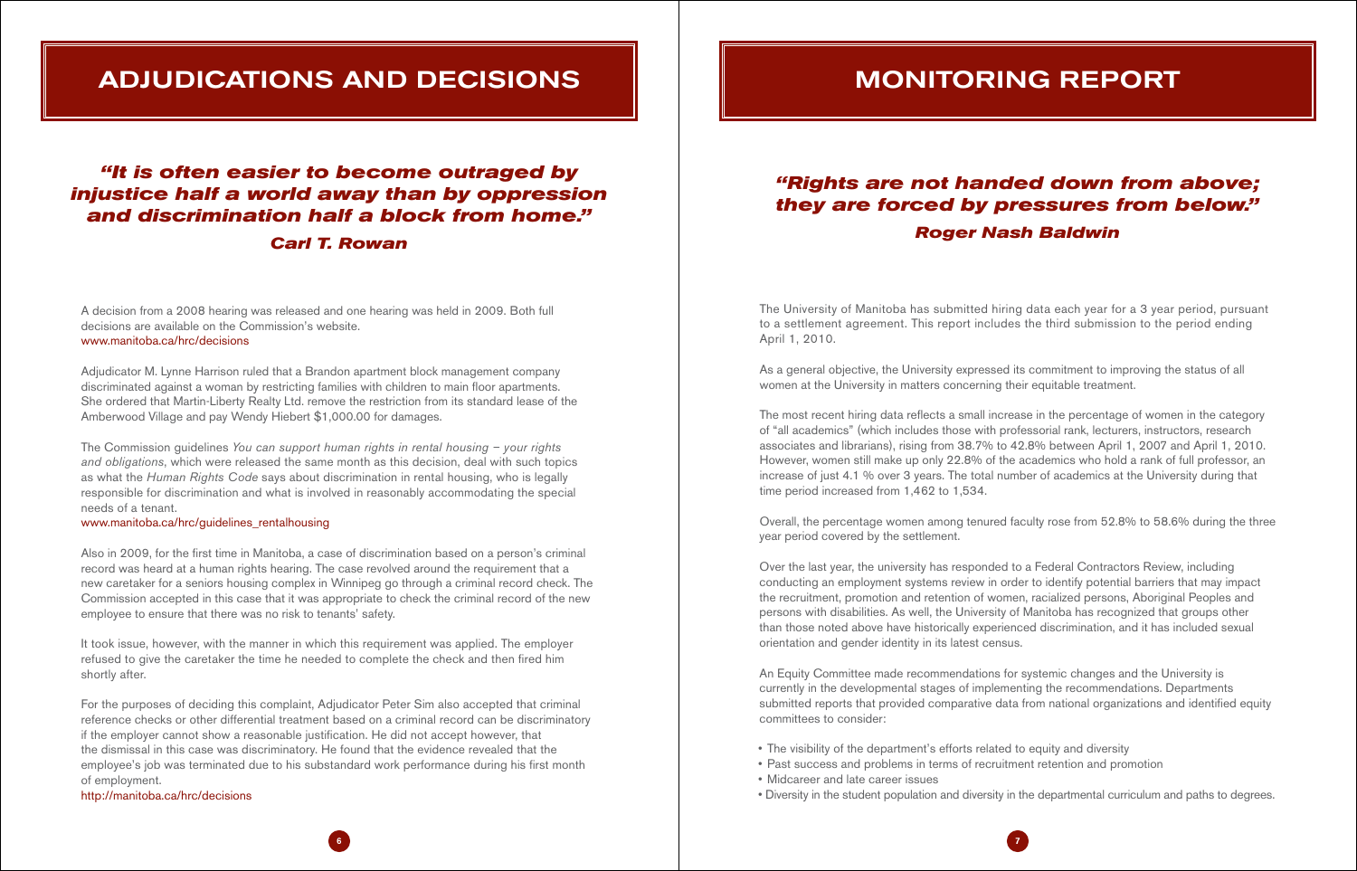# ADJUDICATIONS AND DECISIONS

***"It is often easier to become outraged by injustice half a world away than by oppression and discrimination half a block from home."***

***Carl T. Rowan***

A decision from a 2008 hearing was released and one hearing was held in 2009. Both full decisions are available on the Commission's website.
www.manitoba.ca/hrc/decisions

Adjudicator M. Lynne Harrison ruled that a Brandon apartment block management company discriminated against a woman by restricting families with children to main floor apartments. She ordered that Martin-Liberty Realty Ltd. remove the restriction from its standard lease of the Amberwood Village and pay Wendy Hiebert $1,000.00 for damages.

The Commission guidelines *You can support human rights in rental housing – your rights and obligations*, which were released the same month as this decision, deal with such topics as what the *Human Rights Code* says about discrimination in rental housing, who is legally responsible for discrimination and what is involved in reasonably accommodating the special needs of a tenant.
www.manitoba.ca/hrc/guidelines_rentalhousing

Also in 2009, for the first time in Manitoba, a case of discrimination based on a person's criminal record was heard at a human rights hearing. The case revolved around the requirement that a new caretaker for a seniors housing complex in Winnipeg go through a criminal record check. The Commission accepted in this case that it was appropriate to check the criminal record of the new employee to ensure that there was no risk to tenants' safety.

It took issue, however, with the manner in which this requirement was applied. The employer refused to give the caretaker the time he needed to complete the check and then fired him shortly after.

For the purposes of deciding this complaint, Adjudicator Peter Sim also accepted that criminal reference checks or other differential treatment based on a criminal record can be discriminatory if the employer cannot show a reasonable justification. He did not accept however, that the dismissal in this case was discriminatory. He found that the evidence revealed that the employee's job was terminated due to his substandard work performance during his first month of employment.
http://manitoba.ca/hrc/decisions

# MONITORING REPORT

***"Rights are not handed down from above; they are forced by pressures from below."***

***Roger Nash Baldwin***

The University of Manitoba has submitted hiring data each year for a 3 year period, pursuant to a settlement agreement. This report includes the third submission to the period ending April 1, 2010.

As a general objective, the University expressed its commitment to improving the status of all women at the University in matters concerning their equitable treatment.

The most recent hiring data reflects a small increase in the percentage of women in the category of "all academics" (which includes those with professorial rank, lecturers, instructors, research associates and librarians), rising from 38.7% to 42.8% between April 1, 2007 and April 1, 2010. However, women still make up only 22.8% of the academics who hold a rank of full professor, an increase of just 4.1 % over 3 years. The total number of academics at the University during that time period increased from 1,462 to 1,534.

Overall, the percentage women among tenured faculty rose from 52.8% to 58.6% during the three year period covered by the settlement.

Over the last year, the university has responded to a Federal Contractors Review, including conducting an employment systems review in order to identify potential barriers that may impact the recruitment, promotion and retention of women, racialized persons, Aboriginal Peoples and persons with disabilities. As well, the University of Manitoba has recognized that groups other than those noted above have historically experienced discrimination, and it has included sexual orientation and gender identity in its latest census.

An Equity Committee made recommendations for systemic changes and the University is currently in the developmental stages of implementing the recommendations. Departments submitted reports that provided comparative data from national organizations and identified equity committees to consider:

- The visibility of the department's efforts related to equity and diversity
- Past success and problems in terms of recruitment retention and promotion
- Midcareer and late career issues
- Diversity in the student population and diversity in the departmental curriculum and paths to degrees.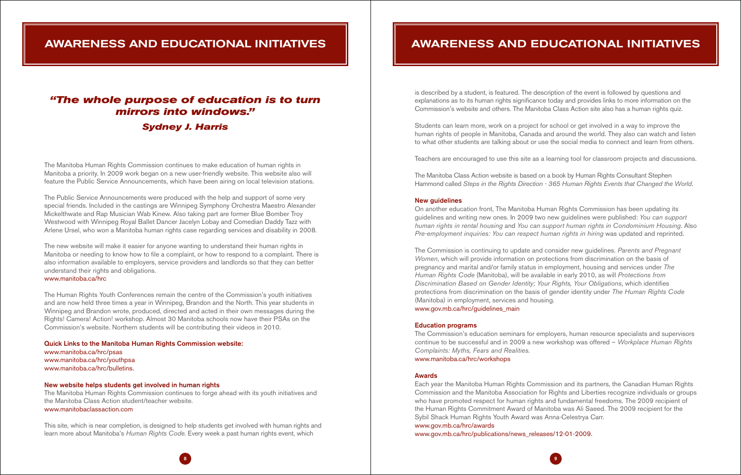# AWARENESS AND EDUCATIONAL INITIATIVES

***"The whole purpose of education is to turn mirrors into windows."***

***Sydney J. Harris***

The Manitoba Human Rights Commission continues to make education of human rights in Manitoba a priority. In 2009 work began on a new user-friendly website. This website also will feature the Public Service Announcements, which have been airing on local television stations.

The Public Service Announcements were produced with the help and support of some very special friends. Included in the castings are Winnipeg Symphony Orchestra Maestro Alexander Mickelthwate and Rap Musician Wab Kinew. Also taking part are former Blue Bomber Troy Westwood with Winnipeg Royal Ballet Dancer Jacelyn Lobay and Comedian Daddy Tazz with Arlene Ursel, who won a Manitoba human rights case regarding services and disability in 2008.

The new website will make it easier for anyone wanting to understand their human rights in Manitoba or needing to know how to file a complaint, or how to respond to a complaint. There is also information available to employers, service providers and landlords so that they can better understand their rights and obligations.
www.manitoba.ca/hrc

The Human Rights Youth Conferences remain the centre of the Commission's youth initiatives and are now held three times a year in Winnipeg, Brandon and the North. This year students in Winnipeg and Brandon wrote, produced, directed and acted in their own messages during the Rights! Camera! Action! workshop. Almost 30 Manitoba schools now have their PSAs on the Commission's website. Northern students will be contributing their videos in 2010.

**Quick Links to the Manitoba Human Rights Commission website:**
www.manitoba.ca/hrc/psas
www.manitoba.ca/hrc/youthpsa
www.manitoba.ca/hrc/bulletins.

### New website helps students get involved in human rights

The Manitoba Human Rights Commission continues to forge ahead with its youth initiatives and the Manitoba Class Action student/teacher website.
www.manitobaclassaction.com

This site, which is near completion, is designed to help students get involved with human rights and learn more about Manitoba's *Human Rights Code*. Every week a past human rights event, which is described by a student, is featured. The description of the event is followed by questions and explanations as to its human rights significance today and provides links to more information on the Commission's website and others. The Manitoba Class Action site also has a human rights quiz.

Students can learn more, work on a project for school or get involved in a way to improve the human rights of people in Manitoba, Canada and around the world. They also can watch and listen to what other students are talking about or use the social media to connect and learn from others.

Teachers are encouraged to use this site as a learning tool for classroom projects and discussions.

The Manitoba Class Action website is based on a book by Human Rights Consultant Stephen Hammond called *Steps in the Rights Direction - 365 Human Rights Events that Changed the World.*

### New guidelines

On another education front, The Manitoba Human Rights Commission has been updating its guidelines and writing new ones. In 2009 two new guidelines were published: *You can support human rights in rental housing* and *You can support human rights in Condominium Housing*. Also *Pre-employment inquiries: You can respect human rights in hiring* was updated and reprinted.

The Commission is continuing to update and consider new guidelines. *Parents and Pregnant Women*, which will provide information on protections from discrimination on the basis of pregnancy and marital and/or family status in employment, housing and services under *The Human Rights Code* (Manitoba), will be available in early 2010, as will *Protections from Discrimination Based on Gender Identity; Your Rights, Your Obligations*, which identifies protections from discrimination on the basis of gender identity under *The Human Rights Code* (Manitoba) in employment, services and housing.
www.gov.mb.ca/hrc/guidelines_main

### Education programs

The Commission's education seminars for employers, human resource specialists and supervisors continue to be successful and in 2009 a new workshop was offered – *Workplace Human Rights Complaints: Myths, Fears and Realities.*
www.manitoba.ca/hrc/workshops

### Awards

Each year the Manitoba Human Rights Commission and its partners, the Canadian Human Rights Commission and the Manitoba Association for Rights and Liberties recognize individuals or groups who have promoted respect for human rights and fundamental freedoms. The 2009 recipient of the Human Rights Commitment Award of Manitoba was Ali Saeed. The 2009 recipient for the Sybil Shack Human Rights Youth Award was Anna-Celestrya Carr.
www.gov.mb.ca/hrc/awards
www.gov.mb.ca/hrc/publications/news_releases/12-01-2009.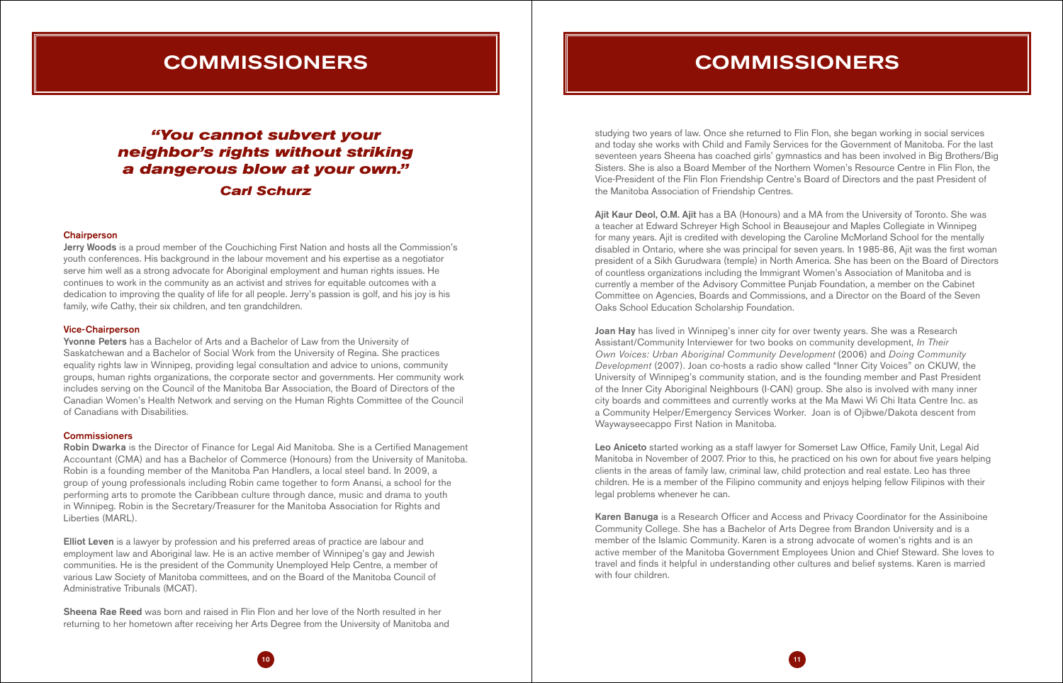# COMMISSIONERS

***"You cannot subvert your neighbor's rights without striking a dangerous blow at your own."***

***Carl Schurz***

### Chairperson

**Jerry Woods** is a proud member of the Couchiching First Nation and hosts all the Commission's youth conferences. His background in the labour movement and his expertise as a negotiator serve him well as a strong advocate for Aboriginal employment and human rights issues. He continues to work in the community as an activist and strives for equitable outcomes with a dedication to improving the quality of life for all people. Jerry's passion is golf, and his joy is his family, wife Cathy, their six children, and ten grandchildren.

### Vice-Chairperson

**Yvonne Peters** has a Bachelor of Arts and a Bachelor of Law from the University of Saskatchewan and a Bachelor of Social Work from the University of Regina. She practices equality rights law in Winnipeg, providing legal consultation and advice to unions, community groups, human rights organizations, the corporate sector and governments. Her community work includes serving on the Council of the Manitoba Bar Association, the Board of Directors of the Canadian Women's Health Network and serving on the Human Rights Committee of the Council of Canadians with Disabilities.

### Commissioners

**Robin Dwarka** is the Director of Finance for Legal Aid Manitoba. She is a Certified Management Accountant (CMA) and has a Bachelor of Commerce (Honours) from the University of Manitoba. Robin is a founding member of the Manitoba Pan Handlers, a local steel band. In 2009, a group of young professionals including Robin came together to form Anansi, a school for the performing arts to promote the Caribbean culture through dance, music and drama to youth in Winnipeg. Robin is the Secretary/Treasurer for the Manitoba Association for Rights and Liberties (MARL).

**Elliot Leven** is a lawyer by profession and his preferred areas of practice are labour and employment law and Aboriginal law. He is an active member of Winnipeg's gay and Jewish communities. He is the president of the Community Unemployed Help Centre, a member of various Law Society of Manitoba committees, and on the Board of the Manitoba Council of Administrative Tribunals (MCAT).

**Sheena Rae Reed** was born and raised in Flin Flon and her love of the North resulted in her returning to her hometown after receiving her Arts Degree from the University of Manitoba and studying two years of law. Once she returned to Flin Flon, she began working in social services and today she works with Child and Family Services for the Government of Manitoba. For the last seventeen years Sheena has coached girls' gymnastics and has been involved in Big Brothers/Big Sisters. She is also a Board Member of the Northern Women's Resource Centre in Flin Flon, the Vice-President of the Flin Flon Friendship Centre's Board of Directors and the past President of the Manitoba Association of Friendship Centres.

**Ajit Kaur Deol, O.M. Ajit** has a BA (Honours) and a MA from the University of Toronto. She was a teacher at Edward Schreyer High School in Beausejour and Maples Collegiate in Winnipeg for many years. Ajit is credited with developing the Caroline McMorland School for the mentally disabled in Ontario, where she was principal for seven years. In 1985-86, Ajit was the first woman president of a Sikh Gurudwara (temple) in North America. She has been on the Board of Directors of countless organizations including the Immigrant Women's Association of Manitoba and is currently a member of the Advisory Committee Punjab Foundation, a member on the Cabinet Committee on Agencies, Boards and Commissions, and a Director on the Board of the Seven Oaks School Education Scholarship Foundation.

**Joan Hay** has lived in Winnipeg's inner city for over twenty years. She was a Research Assistant/Community Interviewer for two books on community development, *In Their Own Voices: Urban Aboriginal Community Development* (2006) and *Doing Community Development* (2007). Joan co-hosts a radio show called "Inner City Voices" on CKUW, the University of Winnipeg's community station, and is the founding member and Past President of the Inner City Aboriginal Neighbours (I-CAN) group. She also is involved with many inner city boards and committees and currently works at the Ma Mawi Wi Chi Itata Centre Inc. as a Community Helper/Emergency Services Worker. Joan is of Ojibwe/Dakota descent from Waywayseecappo First Nation in Manitoba.

**Leo Aniceto** started working as a staff lawyer for Somerset Law Office, Family Unit, Legal Aid Manitoba in November of 2007. Prior to this, he practiced on his own for about five years helping clients in the areas of family law, criminal law, child protection and real estate. Leo has three children. He is a member of the Filipino community and enjoys helping fellow Filipinos with their legal problems whenever he can.

**Karen Banuga** is a Research Officer and Access and Privacy Coordinator for the Assiniboine Community College. She has a Bachelor of Arts Degree from Brandon University and is a member of the Islamic Community. Karen is a strong advocate of women's rights and is an active member of the Manitoba Government Employees Union and Chief Steward. She loves to travel and finds it helpful in understanding other cultures and belief systems. Karen is married with four children.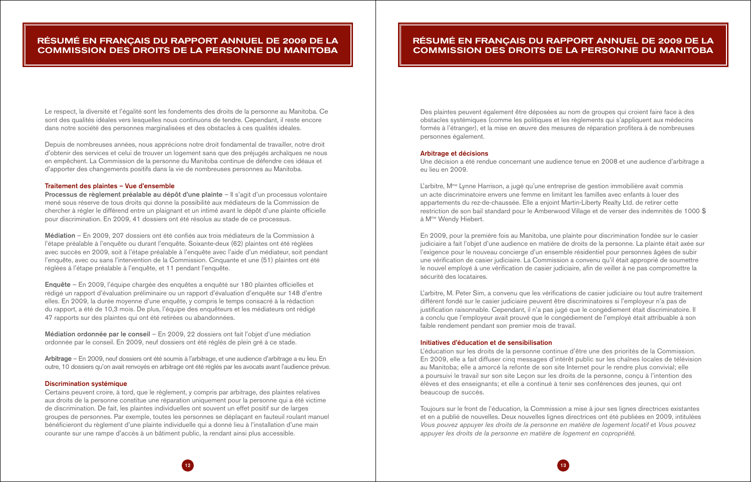# RÉSUMÉ EN FRANÇAIS DU RAPPORT ANNUEL DE 2009 DE LA COMMISSION DES DROITS DE LA PERSONNE DU MANITOBA

Le respect, la diversité et l'égalité sont les fondements des droits de la personne au Manitoba. Ce sont des qualités idéales vers lesquelles nous continuons de tendre. Cependant, il reste encore dans notre société des personnes marginalisées et des obstacles à ces qualités idéales.

Depuis de nombreuses années, nous apprécions notre droit fondamental de travailler, notre droit d'obtenir des services et celui de trouver un logement sans que des préjugés archaïques ne nous en empêchent. La Commission de la personne du Manitoba continue de défendre ces idéaux et d'apporter des changements positifs dans la vie de nombreuses personnes au Manitoba.

### Traitement des plaintes – Vue d'ensemble

**Processus de règlement préalable au dépôt d'une plainte** – Il s'agit d'un processus volontaire mené sous réserve de tous droits qui donne la possibilité aux médiateurs de la Commission de chercher à régler le différend entre un plaignant et un intimé avant le dépôt d'une plainte officielle pour discrimination. En 2009, 41 dossiers ont été résolus au stade de ce processus.

**Médiation** – En 2009, 207 dossiers ont été confiés aux trois médiateurs de la Commission à l'étape préalable à l'enquête ou durant l'enquête. Soixante-deux (62) plaintes ont été réglées avec succès en 2009, soit à l'étape préalable à l'enquête avec l'aide d'un médiateur, soit pendant l'enquête, avec ou sans l'intervention de la Commission. Cinquante et une (51) plaintes ont été réglées à l'étape préalable à l'enquête, et 11 pendant l'enquête.

**Enquête** – En 2009, l'équipe chargée des enquêtes a enquêté sur 180 plaintes officielles et rédigé un rapport d'évaluation préliminaire ou un rapport d'évaluation d'enquête sur 148 d'entre elles. En 2009, la durée moyenne d'une enquête, y compris le temps consacré à la rédaction du rapport, a été de 10,3 mois. De plus, l'équipe des enquêteurs et les médiateurs ont rédigé 47 rapports sur des plaintes qui ont été retirées ou abandonnées.

**Médiation ordonnée par le conseil** – En 2009, 22 dossiers ont fait l'objet d'une médiation ordonnée par le conseil. En 2009, neuf dossiers ont été réglés de plein gré à ce stade.

**Arbitrage** – En 2009, neuf dossiers ont été soumis à l'arbitrage, et une audience d'arbitrage a eu lieu. En outre, 10 dossiers qu'on avait renvoyés en arbitrage ont été réglés par les avocats avant l'audience prévue.

### Discrimination systémique

Certains peuvent croire, à tord, que le règlement, y compris par arbitrage, des plaintes relatives aux droits de la personne constitue une réparation uniquement pour la personne qui a été victime de discrimination. De fait, les plaintes individuelles ont souvent un effet positif sur de larges groupes de personnes. Par exemple, toutes les personnes se déplaçant en fauteuil roulant manuel bénéficieront du règlement d'une plainte individuelle qui a donné lieu à l'installation d'une main courante sur une rampe d'accès à un bâtiment public, la rendant ainsi plus accessible.

Des plaintes peuvent également être déposées au nom de groupes qui croient faire face à des obstacles systémiques (comme les politiques et les règlements qui s'appliquent aux médecins formés à l'étranger), et la mise en œuvre des mesures de réparation profitera à de nombreuses personnes également.

### Arbitrage et décisions

Une décision a été rendue concernant une audience tenue en 2008 et une audience d'arbitrage a eu lieu en 2009.

L'arbitre, M[me] Lynne Harrison, a jugé qu'une entreprise de gestion immobilière avait commis un acte discriminatoire envers une femme en limitant les familles avec enfants à louer des appartements du rez-de-chaussée. Elle a enjoint Martin-Liberty Realty Ltd. de retirer cette restriction de son bail standard pour le Amberwood Village et de verser des indemnités de 1000 $ à M[me] Wendy Hiebert.

En 2009, pour la première fois au Manitoba, une plainte pour discrimination fondée sur le casier judiciaire a fait l'objet d'une audience en matière de droits de la personne. La plainte était axée sur l'exigence pour le nouveau concierge d'un ensemble résidentiel pour personnes âgées de subir une vérification de casier judiciaire. La Commission a convenu qu'il était approprié de soumettre le nouvel employé à une vérification de casier judiciaire, afin de veiller à ne pas compromettre la sécurité des locataires.

L'arbitre, M. Peter Sim, a convenu que les vérifications de casier judiciaire ou tout autre traitement différent fondé sur le casier judiciaire peuvent être discriminatoires si l'employeur n'a pas de justification raisonnable. Cependant, il n'a pas jugé que le congédiement était discriminatoire. Il a conclu que l'employeur avait prouvé que le congédiement de l'employé était attribuable à son faible rendement pendant son premier mois de travail.

### Initiatives d'éducation et de sensibilisation

L'éducation sur les droits de la personne continue d'être une des priorités de la Commission. En 2009, elle a fait diffuser cinq messages d'intérêt public sur les chaînes locales de télévision au Manitoba; elle a amorcé la refonte de son site Internet pour le rendre plus convivial; elle a poursuivi le travail sur son site Leçon sur les droits de la personne, conçu à l'intention des élèves et des enseignants; et elle a continué à tenir ses conférences des jeunes, qui ont beaucoup de succès.

Toujours sur le front de l'éducation, la Commission a mise à jour ses lignes directrices existantes et en a publié de nouvelles. Deux nouvelles lignes directrices ont été publiées en 2009, intitulées *Vous pouvez appuyer les droits de la personne en matière de logement locatif* et *Vous pouvez appuyer les droits de la personne en matière de logement en copropriété*.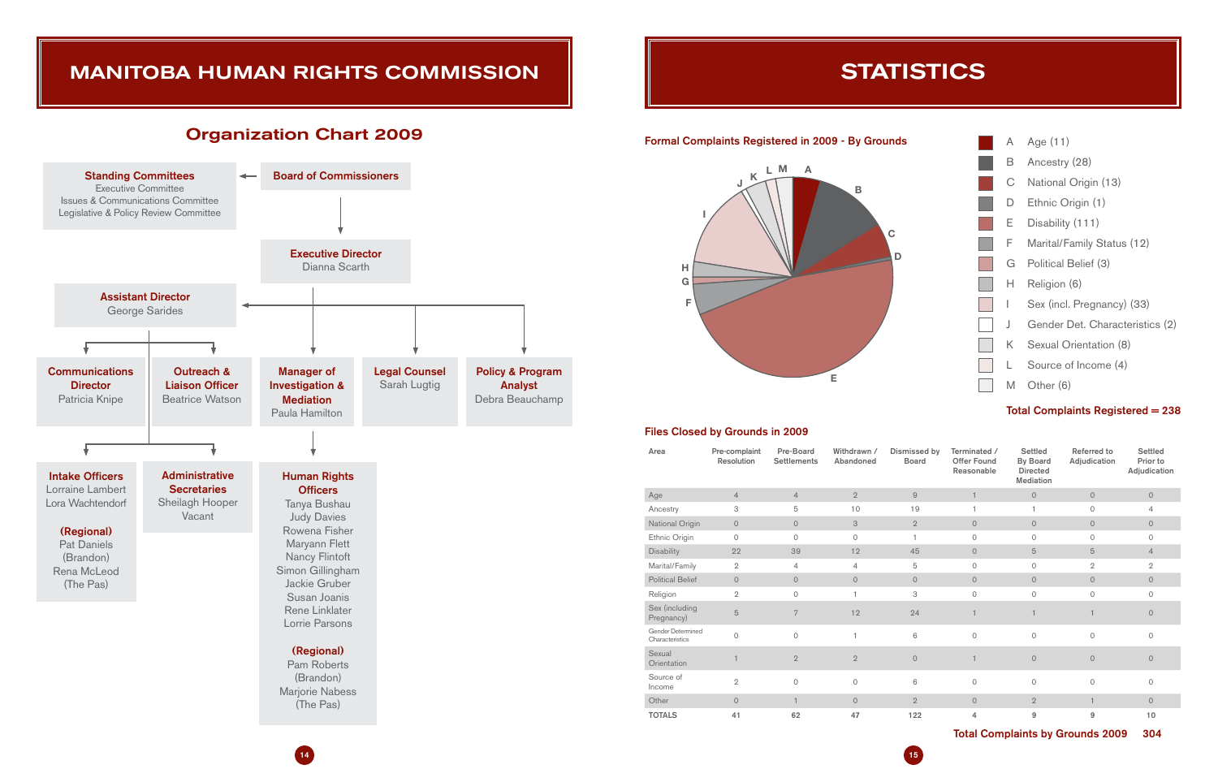# MANITOBA HUMAN RIGHTS COMMISSION

## Organization Chart 2009

**Standing Committees**
Executive Committee
Issues & Communications Committee
Legislative & Policy Review Committee

**Board of Commissioners**

**Executive Director**
Dianna Scarth

**Assistant Director**
George Sarides

**Communications Director**
Patricia Knipe

**Outreach & Liaison Officer**
Beatrice Watson

**Manager of Investigation & Mediation**
Paula Hamilton

**Legal Counsel**
Sarah Lugtig

**Policy & Program Analyst**
Debra Beauchamp

**Intake Officers**
Lorraine Lambert
Lora Wachtendorf

**(Regional)**
Pat Daniels
(Brandon)
Rena McLeod
(The Pas)

**Administrative Secretaries**
Sheilagh Hooper
Vacant

**Human Rights Officers**
Tanya Bushau
Judy Davies
Rowena Fisher
Maryann Flett
Nancy Flintoft
Simon Gillingham
Jackie Gruber
Susan Joanis
Rene Linklater
Lorrie Parsons

**(Regional)**
Pam Roberts
(Brandon)
Marjorie Nabess
(The Pas)

# STATISTICS

### Formal Complaints Registered in 2009 - By Grounds

- A Age (11)
- B Ancestry (28)
- C National Origin (13)
- D Ethnic Origin (1)
- E Disability (111)
- F Marital/Family Status (12)
- G Political Belief (3)
- H Religion (6)
- I Sex (incl. Pregnancy) (33)
- J Gender Det. Characteristics (2)
- K Sexual Orientation (8)
- L Source of Income (4)
- M Other (6)

**Total Complaints Registered = 238**

### Files Closed by Grounds in 2009

| Area | Pre-complaint Resolution | Pre-Board Settlements | Withdrawn / Abandoned | Dismissed by Board | Terminated / Offer Found Reasonable | Settled By Board Directed Mediation | Referred to Adjudication | Settled Prior to Adjudication |
|---|---|---|---|---|---|---|---|---|
| Age | 4 | 4 | 2 | 9 | 1 | 0 | 0 | 0 |
| Ancestry | 3 | 5 | 10 | 19 | 1 | 1 | 0 | 4 |
| National Origin | 0 | 0 | 3 | 2 | 0 | 0 | 0 | 0 |
| Ethnic Origin | 0 | 0 | 0 | 1 | 0 | 0 | 0 | 0 |
| Disability | 22 | 39 | 12 | 45 | 0 | 5 | 5 | 4 |
| Marital/Family | 2 | 4 | 4 | 5 | 0 | 0 | 2 | 2 |
| Political Belief | 0 | 0 | 0 | 0 | 0 | 0 | 0 | 0 |
| Religion | 2 | 0 | 1 | 3 | 0 | 0 | 0 | 0 |
| Sex (including Pregnancy) | 5 | 7 | 12 | 24 | 1 | 1 | 1 | 0 |
| Gender Determined Characteristics | 0 | 0 | 1 | 6 | 0 | 0 | 0 | 0 |
| Sexual Orientation | 1 | 2 | 2 | 0 | 1 | 0 | 0 | 0 |
| Source of Income | 2 | 0 | 0 | 6 | 0 | 0 | 0 | 0 |
| Other | 0 | 1 | 0 | 2 | 0 | 2 | 1 | 0 |
| **TOTALS** | **41** | **62** | **47** | **122** | **4** | **9** | **9** | **10** |

**Total Complaints by Grounds 2009 304**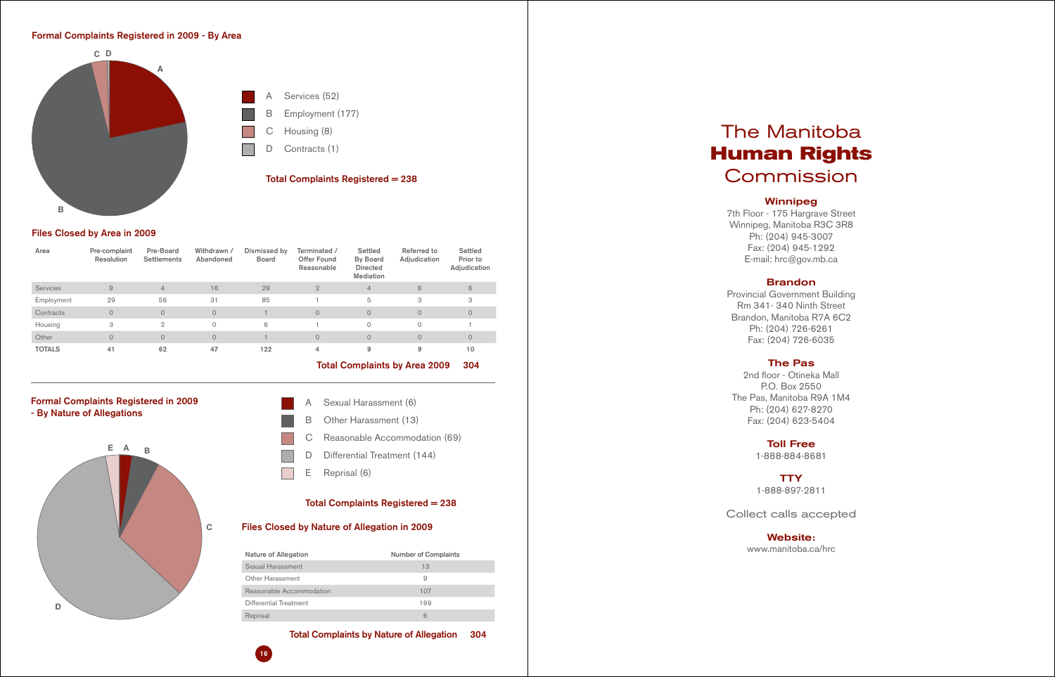## Formal Complaints Registered in 2009 - By Area

- A Services (52)
- B Employment (177)
- C Housing (8)
- D Contracts (1)

**Total Complaints Registered = 238**

## Files Closed by Area in 2009

| Area | Pre-complaint Resolution | Pre-Board Settlements | Withdrawn / Abandoned | Dismissed by Board | Terminated / Offer Found Reasonable | Settled By Board Directed Mediation | Referred to Adjudication | Settled Prior to Adjudication |
|---|---|---|---|---|---|---|---|---|
| Services | 9 | 4 | 16 | 29 | 2 | 4 | 6 | 6 |
| Employment | 29 | 56 | 31 | 85 | 1 | 5 | 3 | 3 |
| Contracts | 0 | 0 | 0 | 1 | 0 | 0 | 0 | 0 |
| Housing | 3 | 2 | 0 | 6 | 1 | 0 | 0 | 1 |
| Other | 0 | 0 | 0 | 1 | 0 | 0 | 0 | 0 |
| **TOTALS** | **41** | **62** | **47** | **122** | **4** | **9** | **9** | **10** |

**Total Complaints by Area 2009 304**

## Formal Complaints Registered in 2009 - By Nature of Allegations

- A Sexual Harassment (6)
- B Other Harassment (13)
- C Reasonable Accommodation (69)
- D Differential Treatment (144)
- E Reprisal (6)

**Total Complaints Registered = 238**

## Files Closed by Nature of Allegation in 2009

| Nature of Allegation | Number of Complaints |
|---|---|
| Sexual Harassment | 13 |
| Other Harassment | 9 |
| Reasonable Accommodation | 107 |
| Differential Treatment | 169 |
| Reprisal | 6 |

**Total Complaints by Nature of Allegation 304**

# The Manitoba **Human Rights** Commission

### Winnipeg
7th Floor - 175 Hargrave Street
Winnipeg, Manitoba R3C 3R8
Ph: (204) 945-3007
Fax: (204) 945-1292
E-mail: hrc@gov.mb.ca

### Brandon
Provincial Government Building
Rm 341- 340 Ninth Street
Brandon, Manitoba R7A 6C2
Ph: (204) 726-6261
Fax: (204) 726-6035

### The Pas
2nd floor - Otineka Mall
P.O. Box 2550
The Pas, Manitoba R9A 1M4
Ph: (204) 627-8270
Fax: (204) 623-5404

### Toll Free
1-888-884-8681

### TTY
1-888-897-2811

Collect calls accepted

### Website:
www.manitoba.ca/hrc